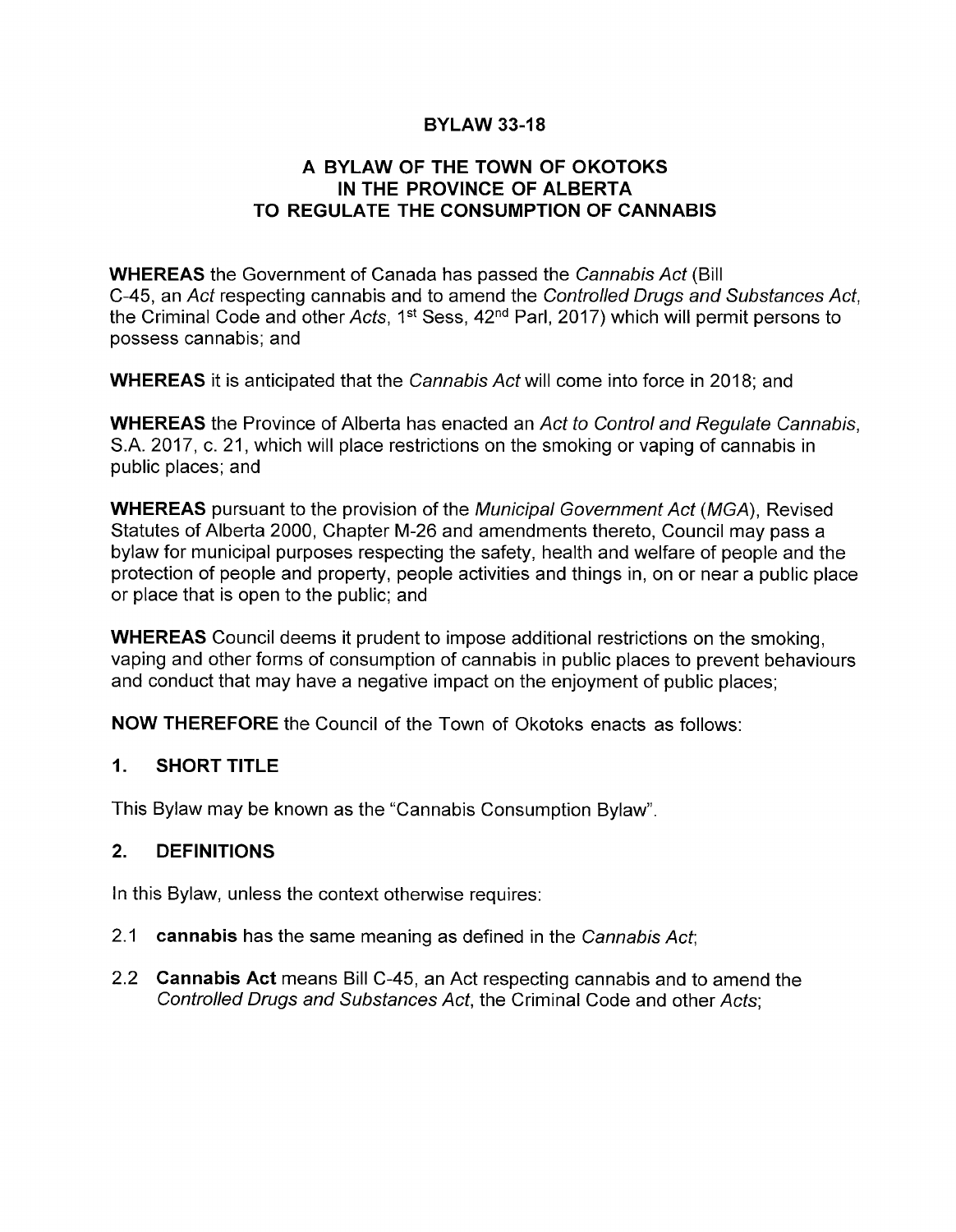# BYLAW 33-18

## A BYLAW OF THE TOWN OF OKOTOKS IN THE PROVINCE OF ALBERTA TO REGULATE THE CONSUMPTION OF CANNABIS

**WHEREAS** the Government of Canada has passed the *Cannabis Act* (Bill C-45, an *Act* respecting cannabis and to amend the *Controlled Drugs and Substances Act*, the Criminal Code and other *Acts*, 1st Sess, 42nd Parl, 2017) which will permit persons to possess cannabis; and

**WHEREAS** it is anticipated that the *Cannabis Act* will come into force in 2018; and

**WHEREAS** the Province of Alberta has enacted an *Act to Control and Regulate Cannabis*, S.A. 2017, c. 21, which will place restrictions on the smoking or vaping of cannabis in public places; and

**WHEREAS** pursuant to the provision of the *Municipal Government Act* (*MGA*), Revised Statutes of Alberta 2000, Chapter M-26 and amendments thereto, Council may pass a bylaw for municipal purposes respecting the safety, health and welfare of people and the protection of people and property, people activities and things in, on or near a public place or place that is open to the public; and

**WHEREAS** Council deems it prudent to impose additional restrictions on the smoking, vaping and other forms of consumption of cannabis in public places to prevent behaviours and conduct that may have a negative impact on the enjoyment of public places;

**NOW THEREFORE** the Council of the Town of Okotoks enacts as follows:

## 1. SHORT TITLE

This Bylaw may be known as the "Cannabis Consumption Bylaw".

## 2. DEFINITIONS

In this Bylaw, unless the context otherwise requires:

2.1 **cannabis** has the same meaning as defined in the *Cannabis Act*;

2.2 **Cannabis Act** means Bill C-45, an Act respecting cannabis and to amend the *Controlled Drugs and Substances Act*, the Criminal Code and other *Acts*;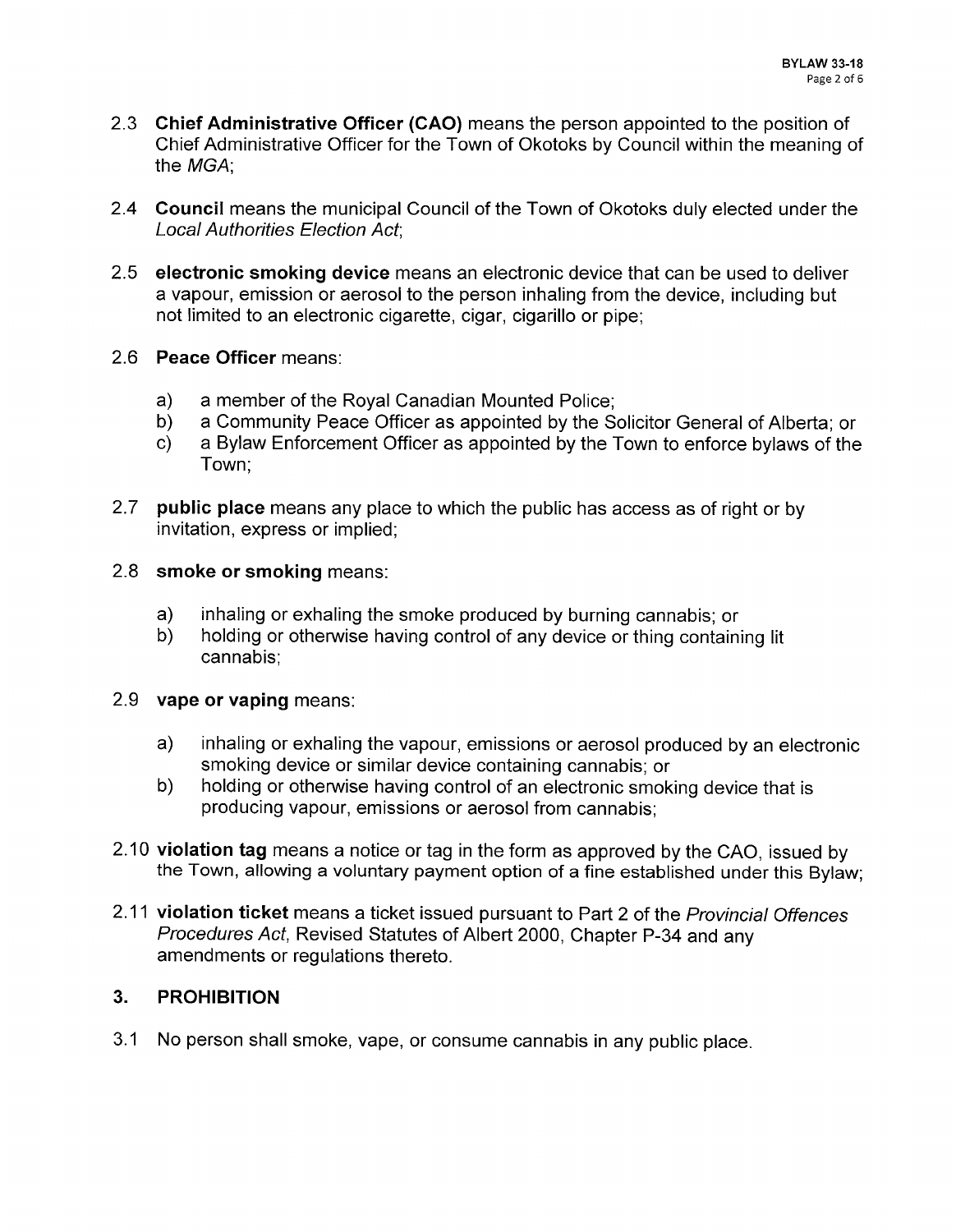2.3 **Chief Administrative Officer (CAO)** means the person appointed to the position of Chief Administrative Officer for the Town of Okotoks by Council within the meaning of the *MGA*;

2.4 **Council** means the municipal Council of the Town of Okotoks duly elected under the *Local Authorities Election Act*;

2.5 **electronic smoking device** means an electronic device that can be used to deliver a vapour, emission or aerosol to the person inhaling from the device, including but not limited to an electronic cigarette, cigar, cigarillo or pipe;

2.6 **Peace Officer** means:

a) a member of the Royal Canadian Mounted Police;
b) a Community Peace Officer as appointed by the Solicitor General of Alberta; or
c) a Bylaw Enforcement Officer as appointed by the Town to enforce bylaws of the Town;

2.7 **public place** means any place to which the public has access as of right or by invitation, express or implied;

2.8 **smoke or smoking** means:

a) inhaling or exhaling the smoke produced by burning cannabis; or
b) holding or otherwise having control of any device or thing containing lit cannabis;

2.9 **vape or vaping** means:

a) inhaling or exhaling the vapour, emissions or aerosol produced by an electronic smoking device or similar device containing cannabis; or
b) holding or otherwise having control of an electronic smoking device that is producing vapour, emissions or aerosol from cannabis;

2.10 **violation tag** means a notice or tag in the form as approved by the CAO, issued by the Town, allowing a voluntary payment option of a fine established under this Bylaw;

2.11 **violation ticket** means a ticket issued pursuant to Part 2 of the *Provincial Offences Procedures Act*, Revised Statutes of Albert 2000, Chapter P-34 and any amendments or regulations thereto.

## 3. PROHIBITION

3.1 No person shall smoke, vape, or consume cannabis in any public place.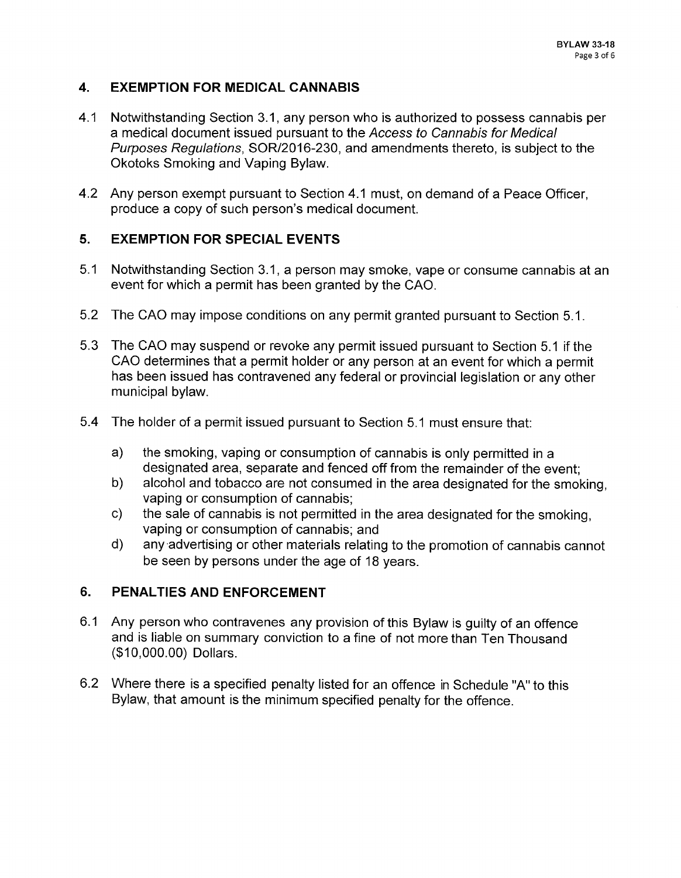## 4. EXEMPTION FOR MEDICAL CANNABIS

4.1 Notwithstanding Section 3.1, any person who is authorized to possess cannabis per a medical document issued pursuant to the *Access to Cannabis for Medical Purposes Regulations*, SOR/2016-230, and amendments thereto, is subject to the Okotoks Smoking and Vaping Bylaw.

4.2 Any person exempt pursuant to Section 4.1 must, on demand of a Peace Officer, produce a copy of such person's medical document.

## 5. EXEMPTION FOR SPECIAL EVENTS

5.1 Notwithstanding Section 3.1, a person may smoke, vape or consume cannabis at an event for which a permit has been granted by the CAO.

5.2 The CAO may impose conditions on any permit granted pursuant to Section 5.1.

5.3 The CAO may suspend or revoke any permit issued pursuant to Section 5.1 if the CAO determines that a permit holder or any person at an event for which a permit has been issued has contravened any federal or provincial legislation or any other municipal bylaw.

5.4 The holder of a permit issued pursuant to Section 5.1 must ensure that:

a) the smoking, vaping or consumption of cannabis is only permitted in a designated area, separate and fenced off from the remainder of the event;
b) alcohol and tobacco are not consumed in the area designated for the smoking, vaping or consumption of cannabis;
c) the sale of cannabis is not permitted in the area designated for the smoking, vaping or consumption of cannabis; and
d) any advertising or other materials relating to the promotion of cannabis cannot be seen by persons under the age of 18 years.

## 6. PENALTIES AND ENFORCEMENT

6.1 Any person who contravenes any provision of this Bylaw is guilty of an offence and is liable on summary conviction to a fine of not more than Ten Thousand ($10,000.00) Dollars.

6.2 Where there is a specified penalty listed for an offence in Schedule "A" to this Bylaw, that amount is the minimum specified penalty for the offence.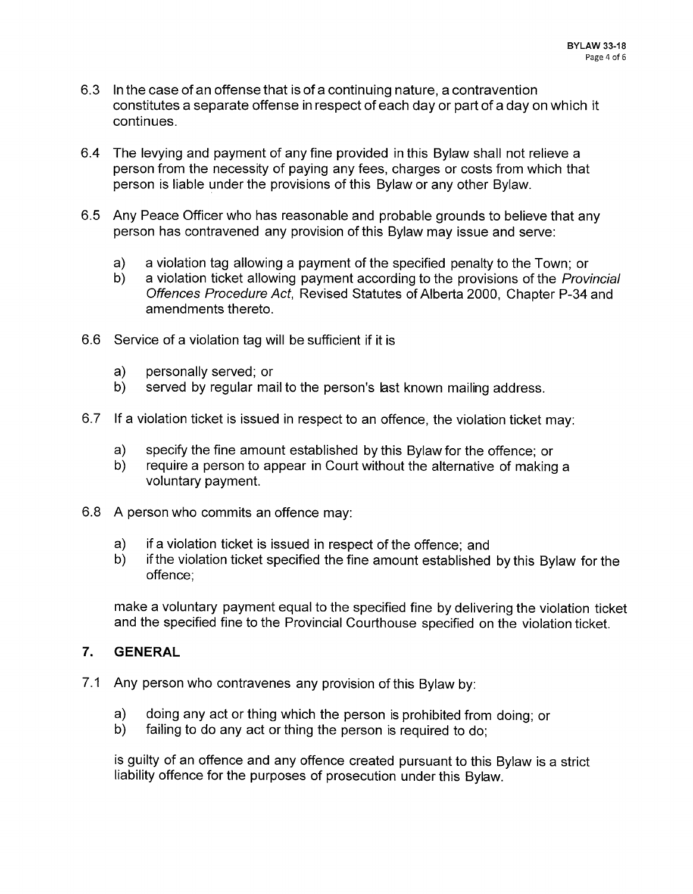6.3 In the case of an offense that is of a continuing nature, a contravention constitutes a separate offense in respect of each day or part of a day on which it continues.

6.4 The levying and payment of any fine provided in this Bylaw shall not relieve a person from the necessity of paying any fees, charges or costs from which that person is liable under the provisions of this Bylaw or any other Bylaw.

6.5 Any Peace Officer who has reasonable and probable grounds to believe that any person has contravened any provision of this Bylaw may issue and serve:

   a) a violation tag allowing a payment of the specified penalty to the Town; or
   b) a violation ticket allowing payment according to the provisions of the *Provincial Offences Procedure Act*, Revised Statutes of Alberta 2000, Chapter P-34 and amendments thereto.

6.6 Service of a violation tag will be sufficient if it is

   a) personally served; or
   b) served by regular mail to the person's last known mailing address.

6.7 If a violation ticket is issued in respect to an offence, the violation ticket may:

   a) specify the fine amount established by this Bylaw for the offence; or
   b) require a person to appear in Court without the alternative of making a voluntary payment.

6.8 A person who commits an offence may:

   a) if a violation ticket is issued in respect of the offence; and
   b) if the violation ticket specified the fine amount established by this Bylaw for the offence;

   make a voluntary payment equal to the specified fine by delivering the violation ticket and the specified fine to the Provincial Courthouse specified on the violation ticket.

## 7. GENERAL

7.1 Any person who contravenes any provision of this Bylaw by:

   a) doing any act or thing which the person is prohibited from doing; or
   b) failing to do any act or thing the person is required to do;

   is guilty of an offence and any offence created pursuant to this Bylaw is a strict liability offence for the purposes of prosecution under this Bylaw.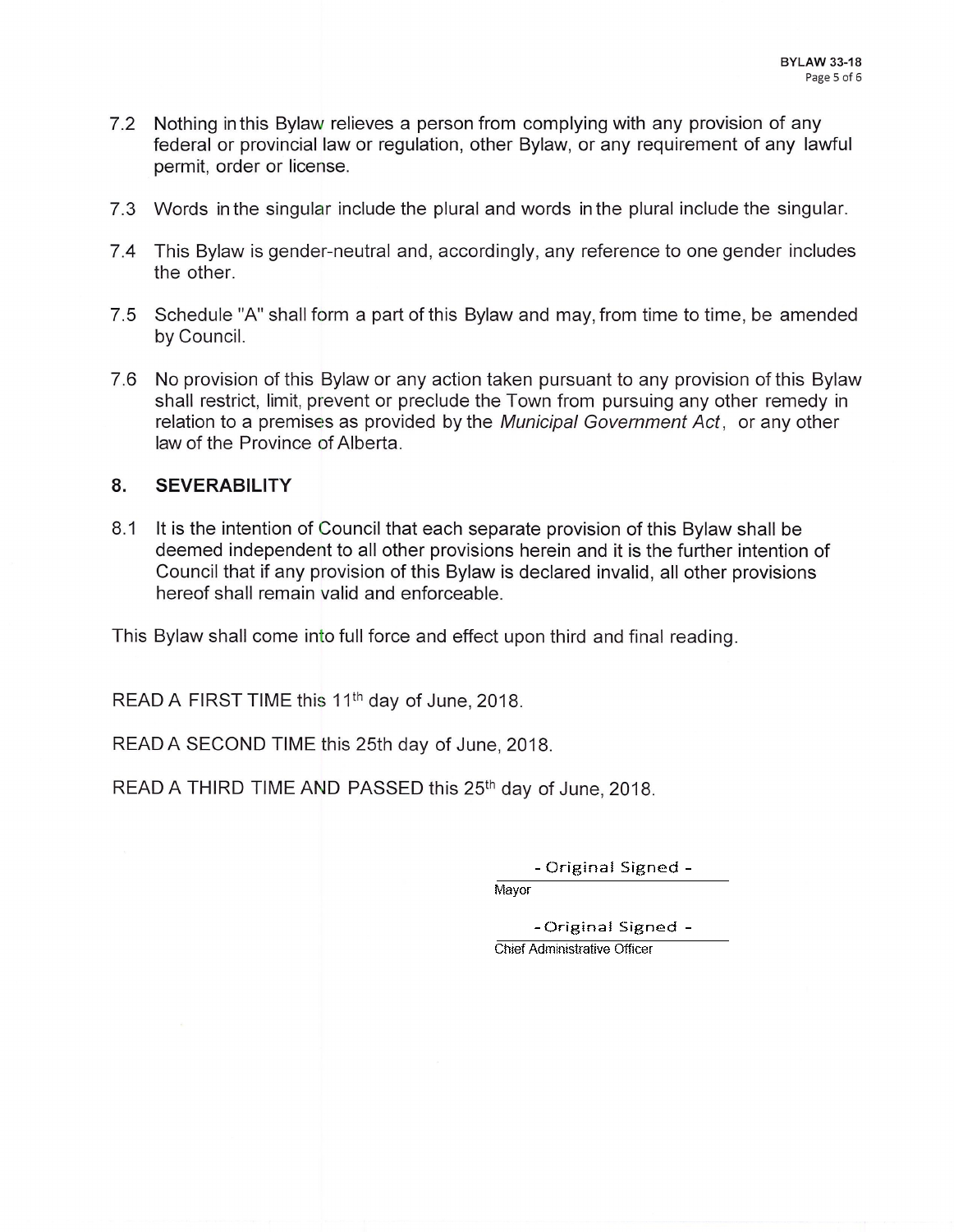7.2 Nothing in this Bylaw relieves a person from complying with any provision of any federal or provincial law or regulation, other Bylaw, or any requirement of any lawful permit, order or license.

7.3 Words in the singular include the plural and words in the plural include the singular.

7.4 This Bylaw is gender-neutral and, accordingly, any reference to one gender includes the other.

7.5 Schedule "A" shall form a part of this Bylaw and may, from time to time, be amended by Council.

7.6 No provision of this Bylaw or any action taken pursuant to any provision of this Bylaw shall restrict, limit, prevent or preclude the Town from pursuing any other remedy in relation to a premises as provided by the *Municipal Government Act*, or any other law of the Province of Alberta.

## 8. SEVERABILITY

8.1 It is the intention of Council that each separate provision of this Bylaw shall be deemed independent to all other provisions herein and it is the further intention of Council that if any provision of this Bylaw is declared invalid, all other provisions hereof shall remain valid and enforceable.

This Bylaw shall come into full force and effect upon third and final reading.

READ A FIRST TIME this 11th day of June, 2018.

READ A SECOND TIME this 25th day of June, 2018.

READ A THIRD TIME AND PASSED this 25th day of June, 2018.

- Original Signed -
Mayor

- Original Signed -
Chief Administrative Officer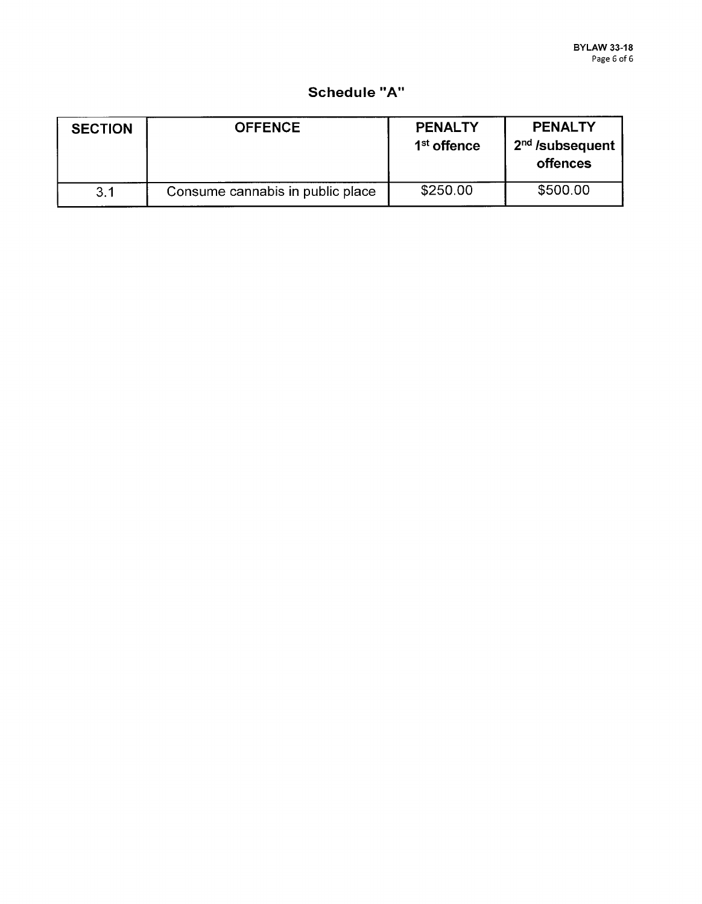## Schedule "A"

| SECTION | OFFENCE | PENALTY 1st offence | PENALTY 2nd /subsequent offences |
| --- | --- | --- | --- |
| 3.1 | Consume cannabis in public place | $250.00 | $500.00 |